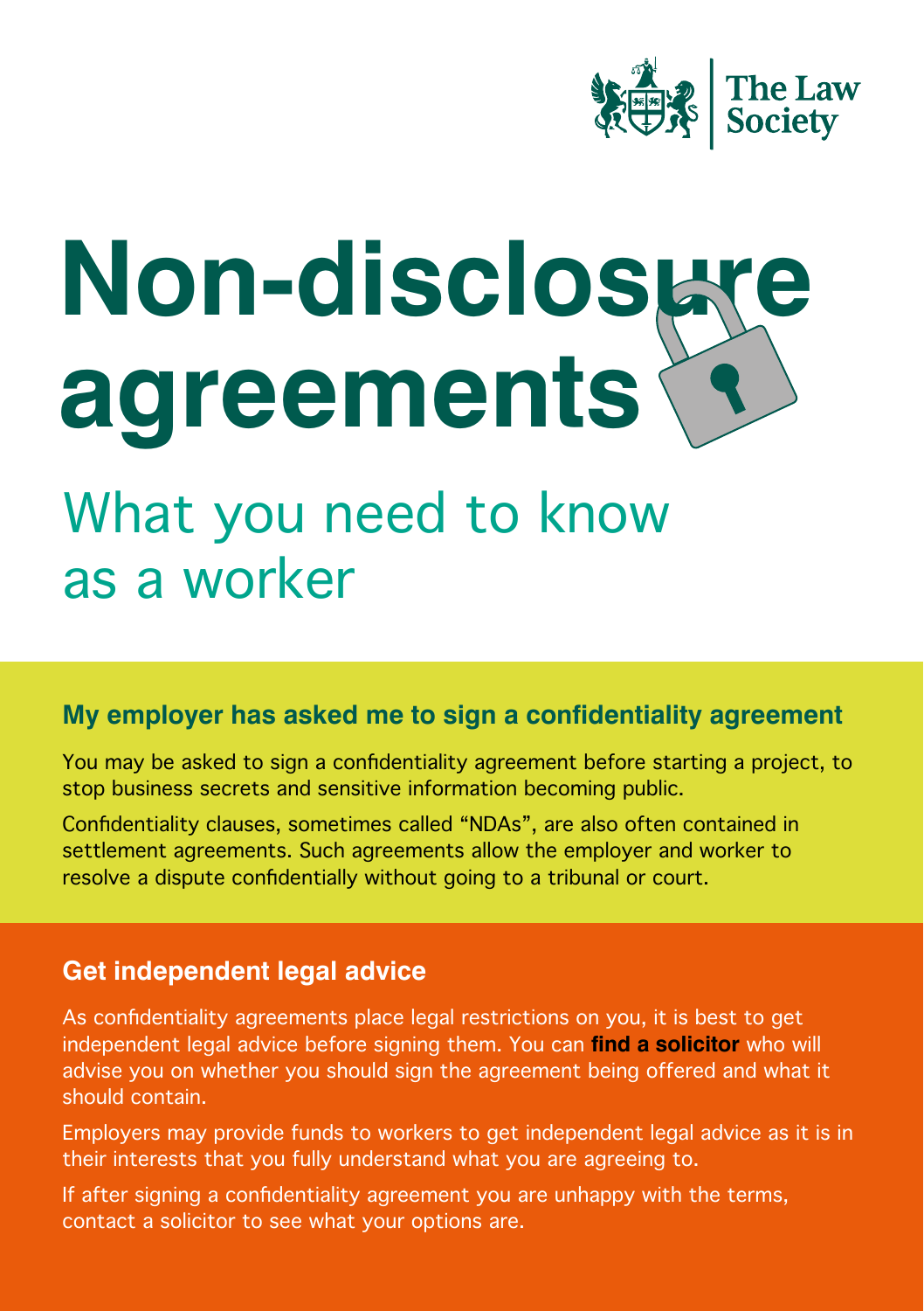The Law Society

# Non-disclosure agreements

## What you need to know as a worker

### My employer has asked me to sign a confidentiality agreement

You may be asked to sign a confidentiality agreement before starting a project, to stop business secrets and sensitive information becoming public.

Confidentiality clauses, sometimes called "NDAs", are also often contained in settlement agreements. Such agreements allow the employer and worker to resolve a dispute confidentially without going to a tribunal or court.

### Get independent legal advice

As confidentiality agreements place legal restrictions on you, it is best to get independent legal advice before signing them. You can **find a solicitor** who will advise you on whether you should sign the agreement being offered and what it should contain.

Employers may provide funds to workers to get independent legal advice as it is in their interests that you fully understand what you are agreeing to.

If after signing a confidentiality agreement you are unhappy with the terms, contact a solicitor to see what your options are.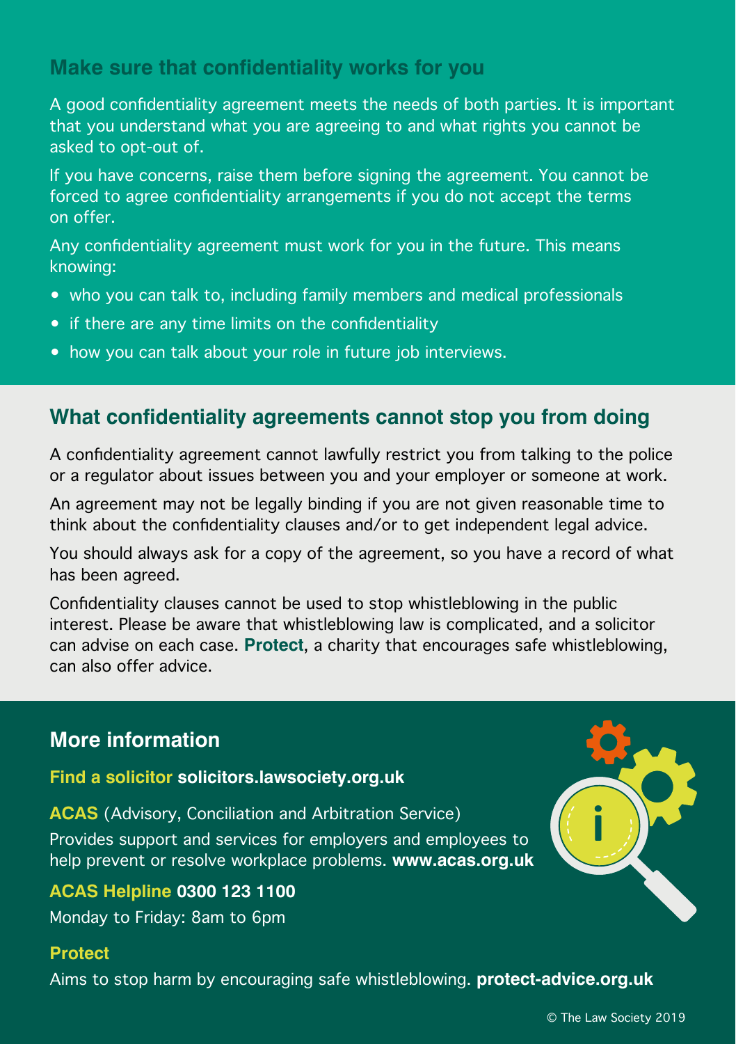## Make sure that confidentiality works for you

A good confidentiality agreement meets the needs of both parties. It is important that you understand what you are agreeing to and what rights you cannot be asked to opt-out of.

If you have concerns, raise them before signing the agreement. You cannot be forced to agree confidentiality arrangements if you do not accept the terms on offer.

Any confidentiality agreement must work for you in the future. This means knowing:

- who you can talk to, including family members and medical professionals
- if there are any time limits on the confidentiality
- how you can talk about your role in future job interviews.

## What confidentiality agreements cannot stop you from doing

A confidentiality agreement cannot lawfully restrict you from talking to the police or a regulator about issues between you and your employer or someone at work.

An agreement may not be legally binding if you are not given reasonable time to think about the confidentiality clauses and/or to get independent legal advice.

You should always ask for a copy of the agreement, so you have a record of what has been agreed.

Confidentiality clauses cannot be used to stop whistleblowing in the public interest. Please be aware that whistleblowing law is complicated, and a solicitor can advise on each case. **Protect**, a charity that encourages safe whistleblowing, can also offer advice.

## More information

**Find a solicitor** **solicitors.lawsociety.org.uk**

**ACAS** (Advisory, Conciliation and Arbitration Service)
Provides support and services for employers and employees to help prevent or resolve workplace problems. **www.acas.org.uk**

**ACAS Helpline** **0300 123 1100**
Monday to Friday: 8am to 6pm

**Protect**
Aims to stop harm by encouraging safe whistleblowing. **protect-advice.org.uk**

© The Law Society 2019